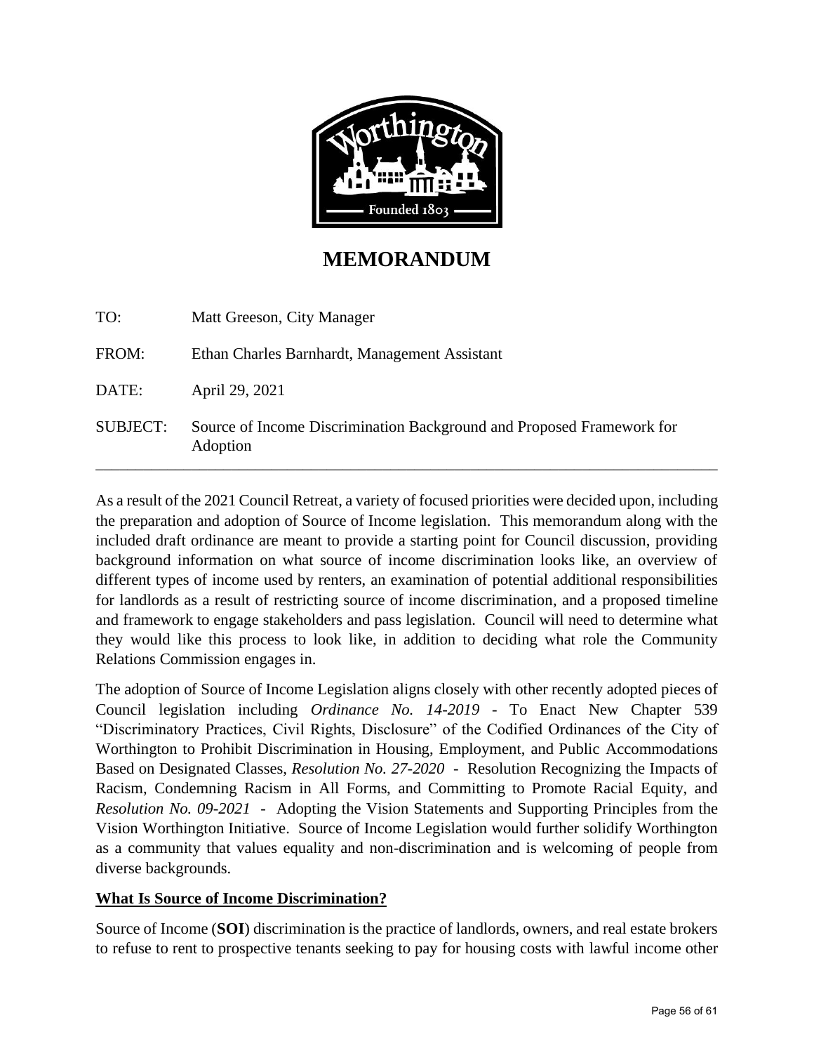# MEMORANDUM

TO: Matt Greeson, City Manager

FROM: Ethan Charles Barnhardt, Management Assistant

DATE: April 29, 2021

SUBJECT: Source of Income Discrimination Background and Proposed Framework for Adoption

---

As a result of the 2021 Council Retreat, a variety of focused priorities were decided upon, including the preparation and adoption of Source of Income legislation. This memorandum along with the included draft ordinance are meant to provide a starting point for Council discussion, providing background information on what source of income discrimination looks like, an overview of different types of income used by renters, an examination of potential additional responsibilities for landlords as a result of restricting source of income discrimination, and a proposed timeline and framework to engage stakeholders and pass legislation. Council will need to determine what they would like this process to look like, in addition to deciding what role the Community Relations Commission engages in.

The adoption of Source of Income Legislation aligns closely with other recently adopted pieces of Council legislation including *Ordinance No. 14-2019* - To Enact New Chapter 539 "Discriminatory Practices, Civil Rights, Disclosure" of the Codified Ordinances of the City of Worthington to Prohibit Discrimination in Housing, Employment, and Public Accommodations Based on Designated Classes, *Resolution No. 27-2020* - Resolution Recognizing the Impacts of Racism, Condemning Racism in All Forms, and Committing to Promote Racial Equity, and *Resolution No. 09-2021* - Adopting the Vision Statements and Supporting Principles from the Vision Worthington Initiative. Source of Income Legislation would further solidify Worthington as a community that values equality and non-discrimination and is welcoming of people from diverse backgrounds.

## What Is Source of Income Discrimination?

Source of Income (**SOI**) discrimination is the practice of landlords, owners, and real estate brokers to refuse to rent to prospective tenants seeking to pay for housing costs with lawful income other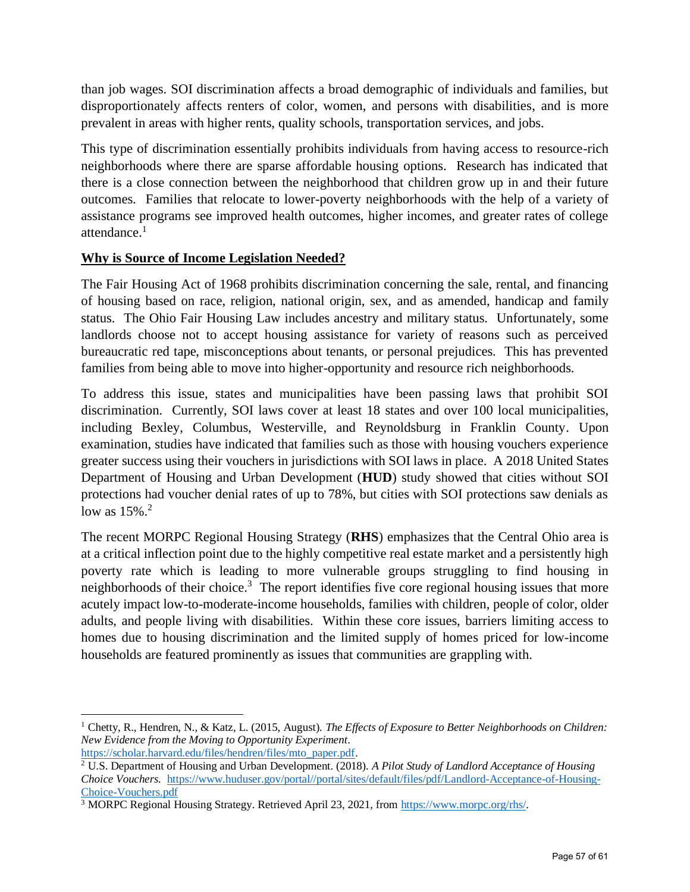than job wages. SOI discrimination affects a broad demographic of individuals and families, but disproportionately affects renters of color, women, and persons with disabilities, and is more prevalent in areas with higher rents, quality schools, transportation services, and jobs.

This type of discrimination essentially prohibits individuals from having access to resource-rich neighborhoods where there are sparse affordable housing options. Research has indicated that there is a close connection between the neighborhood that children grow up in and their future outcomes. Families that relocate to lower-poverty neighborhoods with the help of a variety of assistance programs see improved health outcomes, higher incomes, and greater rates of college attendance.[1]

## Why is Source of Income Legislation Needed?

The Fair Housing Act of 1968 prohibits discrimination concerning the sale, rental, and financing of housing based on race, religion, national origin, sex, and as amended, handicap and family status. The Ohio Fair Housing Law includes ancestry and military status. Unfortunately, some landlords choose not to accept housing assistance for variety of reasons such as perceived bureaucratic red tape, misconceptions about tenants, or personal prejudices. This has prevented families from being able to move into higher-opportunity and resource rich neighborhoods.

To address this issue, states and municipalities have been passing laws that prohibit SOI discrimination. Currently, SOI laws cover at least 18 states and over 100 local municipalities, including Bexley, Columbus, Westerville, and Reynoldsburg in Franklin County. Upon examination, studies have indicated that families such as those with housing vouchers experience greater success using their vouchers in jurisdictions with SOI laws in place. A 2018 United States Department of Housing and Urban Development (**HUD**) study showed that cities without SOI protections had voucher denial rates of up to 78%, but cities with SOI protections saw denials as low as 15%.[2]

The recent MORPC Regional Housing Strategy (**RHS**) emphasizes that the Central Ohio area is at a critical inflection point due to the highly competitive real estate market and a persistently high poverty rate which is leading to more vulnerable groups struggling to find housing in neighborhoods of their choice.[3] The report identifies five core regional housing issues that more acutely impact low-to-moderate-income households, families with children, people of color, older adults, and people living with disabilities. Within these core issues, barriers limiting access to homes due to housing discrimination and the limited supply of homes priced for low-income households are featured prominently as issues that communities are grappling with.

---

[1] Chetty, R., Hendren, N., & Katz, L. (2015, August). *The Effects of Exposure to Better Neighborhoods on Children: New Evidence from the Moving to Opportunity Experiment*. https://scholar.harvard.edu/files/hendren/files/mto_paper.pdf.

[2] U.S. Department of Housing and Urban Development. (2018). *A Pilot Study of Landlord Acceptance of Housing Choice Vouchers.* https://www.huduser.gov/portal//portal/sites/default/files/pdf/Landlord-Acceptance-of-Housing-Choice-Vouchers.pdf

[3] MORPC Regional Housing Strategy. Retrieved April 23, 2021, from https://www.morpc.org/rhs/.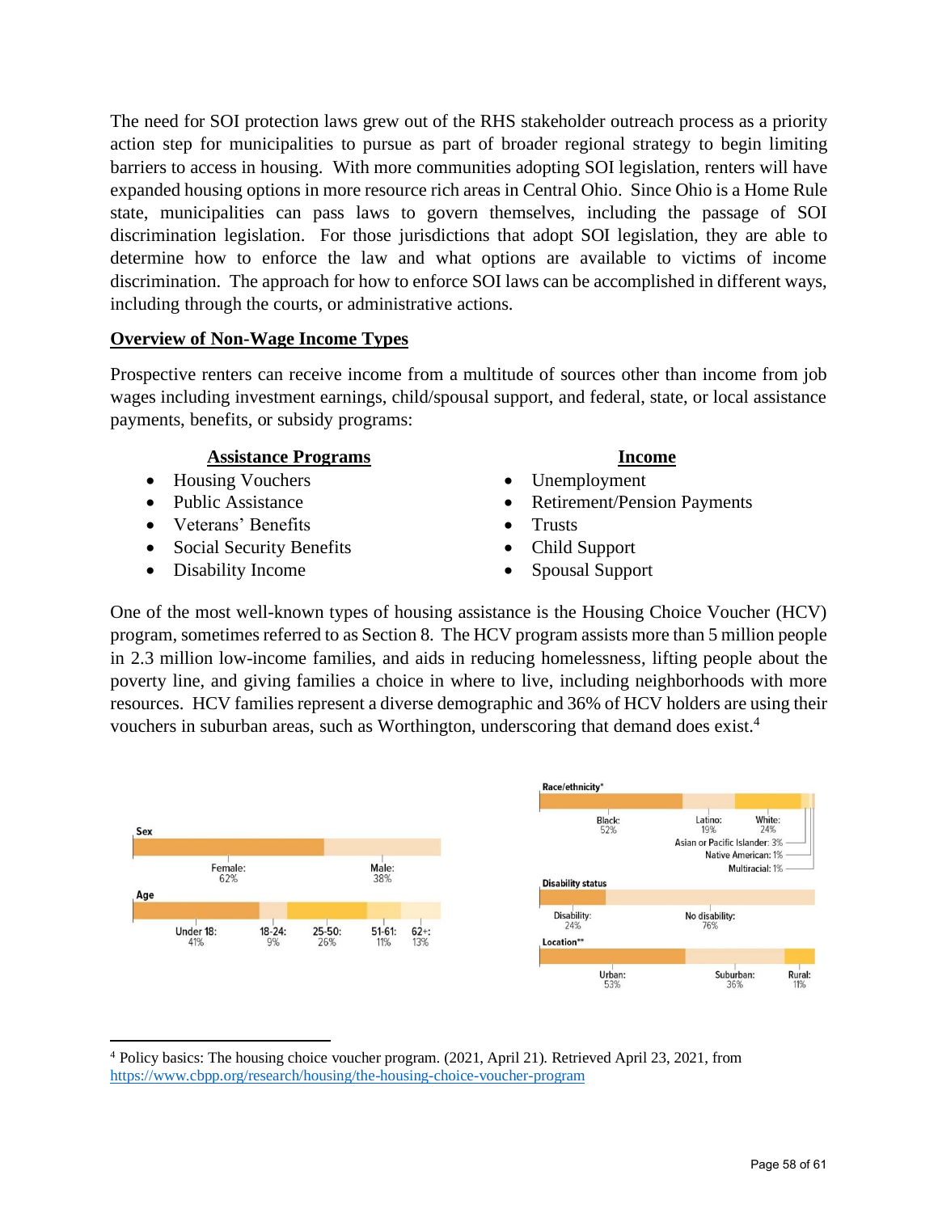The need for SOI protection laws grew out of the RHS stakeholder outreach process as a priority action step for municipalities to pursue as part of broader regional strategy to begin limiting barriers to access in housing. With more communities adopting SOI legislation, renters will have expanded housing options in more resource rich areas in Central Ohio. Since Ohio is a Home Rule state, municipalities can pass laws to govern themselves, including the passage of SOI discrimination legislation. For those jurisdictions that adopt SOI legislation, they are able to determine how to enforce the law and what options are available to victims of income discrimination. The approach for how to enforce SOI laws can be accomplished in different ways, including through the courts, or administrative actions.

**Overview of Non-Wage Income Types**

Prospective renters can receive income from a multitude of sources other than income from job wages including investment earnings, child/spousal support, and federal, state, or local assistance payments, benefits, or subsidy programs:

**Assistance Programs**

- Housing Vouchers
- Public Assistance
- Veterans' Benefits
- Social Security Benefits
- Disability Income

**Income**

- Unemployment
- Retirement/Pension Payments
- Trusts
- Child Support
- Spousal Support

One of the most well-known types of housing assistance is the Housing Choice Voucher (HCV) program, sometimes referred to as Section 8. The HCV program assists more than 5 million people in 2.3 million low-income families, and aids in reducing homelessness, lifting people about the poverty line, and giving families a choice in where to live, including neighborhoods with more resources. HCV families represent a diverse demographic and 36% of HCV holders are using their vouchers in suburban areas, such as Worthington, underscoring that demand does exist.[4]

**Sex**

Female: 62% | Male: 38%

**Age**

Under 18: 41% | 18-24: 9% | 25-50: 26% | 51-61: 11% | 62+: 13%

**Race/ethnicity***

Black: 52% | Latino: 19% | White: 24% | Asian or Pacific Islander: 3% | Native American: 1% | Multiracial: 1%

**Disability status**

Disability: 24% | No disability: 76%

**Location****

Urban: 53% | Suburban: 36% | Rural: 11%

---

[4] Policy basics: The housing choice voucher program. (2021, April 21). Retrieved April 23, 2021, from https://www.cbpp.org/research/housing/the-housing-choice-voucher-program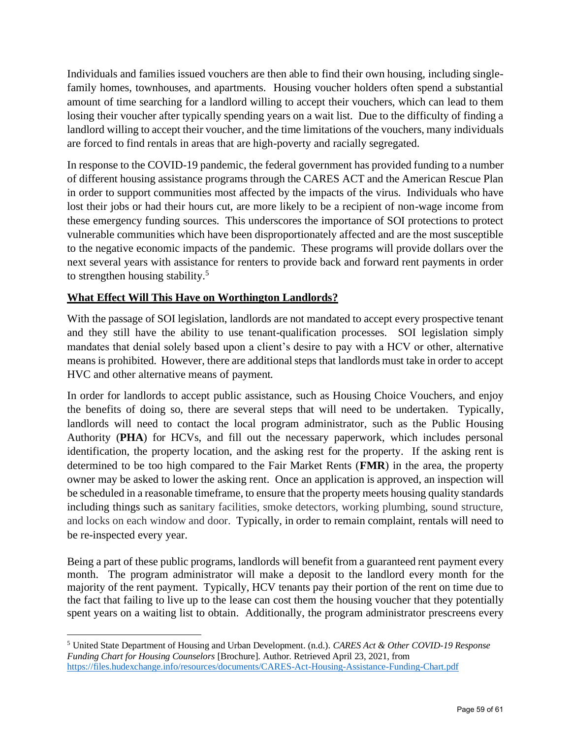Individuals and families issued vouchers are then able to find their own housing, including single-family homes, townhouses, and apartments. Housing voucher holders often spend a substantial amount of time searching for a landlord willing to accept their vouchers, which can lead to them losing their voucher after typically spending years on a wait list. Due to the difficulty of finding a landlord willing to accept their voucher, and the time limitations of the vouchers, many individuals are forced to find rentals in areas that are high-poverty and racially segregated.

In response to the COVID-19 pandemic, the federal government has provided funding to a number of different housing assistance programs through the CARES ACT and the American Rescue Plan in order to support communities most affected by the impacts of the virus. Individuals who have lost their jobs or had their hours cut, are more likely to be a recipient of non-wage income from these emergency funding sources. This underscores the importance of SOI protections to protect vulnerable communities which have been disproportionately affected and are the most susceptible to the negative economic impacts of the pandemic. These programs will provide dollars over the next several years with assistance for renters to provide back and forward rent payments in order to strengthen housing stability.[5]

**What Effect Will This Have on Worthington Landlords?**

With the passage of SOI legislation, landlords are not mandated to accept every prospective tenant and they still have the ability to use tenant-qualification processes. SOI legislation simply mandates that denial solely based upon a client's desire to pay with a HCV or other, alternative means is prohibited. However, there are additional steps that landlords must take in order to accept HVC and other alternative means of payment.

In order for landlords to accept public assistance, such as Housing Choice Vouchers, and enjoy the benefits of doing so, there are several steps that will need to be undertaken. Typically, landlords will need to contact the local program administrator, such as the Public Housing Authority (**PHA**) for HCVs, and fill out the necessary paperwork, which includes personal identification, the property location, and the asking rest for the property. If the asking rent is determined to be too high compared to the Fair Market Rents (**FMR**) in the area, the property owner may be asked to lower the asking rent. Once an application is approved, an inspection will be scheduled in a reasonable timeframe, to ensure that the property meets housing quality standards including things such as sanitary facilities, smoke detectors, working plumbing, sound structure, and locks on each window and door. Typically, in order to remain complaint, rentals will need to be re-inspected every year.

Being a part of these public programs, landlords will benefit from a guaranteed rent payment every month. The program administrator will make a deposit to the landlord every month for the majority of the rent payment. Typically, HCV tenants pay their portion of the rent on time due to the fact that failing to live up to the lease can cost them the housing voucher that they potentially spent years on a waiting list to obtain. Additionally, the program administrator prescreens every

---

[5] United State Department of Housing and Urban Development. (n.d.). *CARES Act & Other COVID-19 Response Funding Chart for Housing Counselors* [Brochure]. Author. Retrieved April 23, 2021, from https://files.hudexchange.info/resources/documents/CARES-Act-Housing-Assistance-Funding-Chart.pdf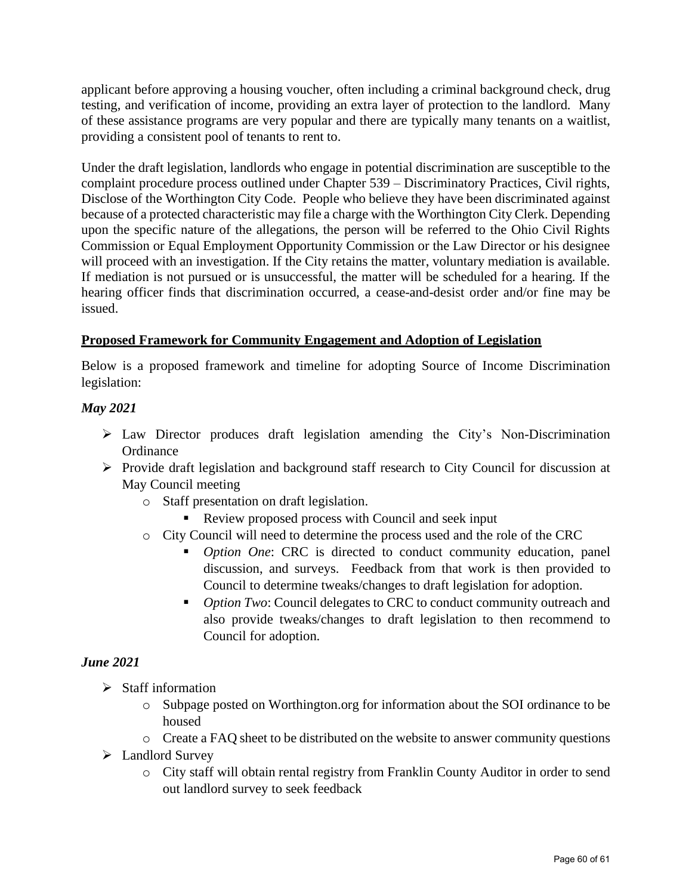applicant before approving a housing voucher, often including a criminal background check, drug testing, and verification of income, providing an extra layer of protection to the landlord. Many of these assistance programs are very popular and there are typically many tenants on a waitlist, providing a consistent pool of tenants to rent to.

Under the draft legislation, landlords who engage in potential discrimination are susceptible to the complaint procedure process outlined under Chapter 539 – Discriminatory Practices, Civil rights, Disclose of the Worthington City Code. People who believe they have been discriminated against because of a protected characteristic may file a charge with the Worthington City Clerk. Depending upon the specific nature of the allegations, the person will be referred to the Ohio Civil Rights Commission or Equal Employment Opportunity Commission or the Law Director or his designee will proceed with an investigation. If the City retains the matter, voluntary mediation is available. If mediation is not pursued or is unsuccessful, the matter will be scheduled for a hearing. If the hearing officer finds that discrimination occurred, a cease-and-desist order and/or fine may be issued.

## Proposed Framework for Community Engagement and Adoption of Legislation

Below is a proposed framework and timeline for adopting Source of Income Discrimination legislation:

### *May 2021*

- Law Director produces draft legislation amending the City's Non-Discrimination Ordinance
- Provide draft legislation and background staff research to City Council for discussion at May Council meeting
  - Staff presentation on draft legislation.
    - Review proposed process with Council and seek input
  - City Council will need to determine the process used and the role of the CRC
    - *Option One*: CRC is directed to conduct community education, panel discussion, and surveys. Feedback from that work is then provided to Council to determine tweaks/changes to draft legislation for adoption.
    - *Option Two*: Council delegates to CRC to conduct community outreach and also provide tweaks/changes to draft legislation to then recommend to Council for adoption.

### *June 2021*

- Staff information
  - Subpage posted on Worthington.org for information about the SOI ordinance to be housed
  - Create a FAQ sheet to be distributed on the website to answer community questions
- Landlord Survey
  - City staff will obtain rental registry from Franklin County Auditor in order to send out landlord survey to seek feedback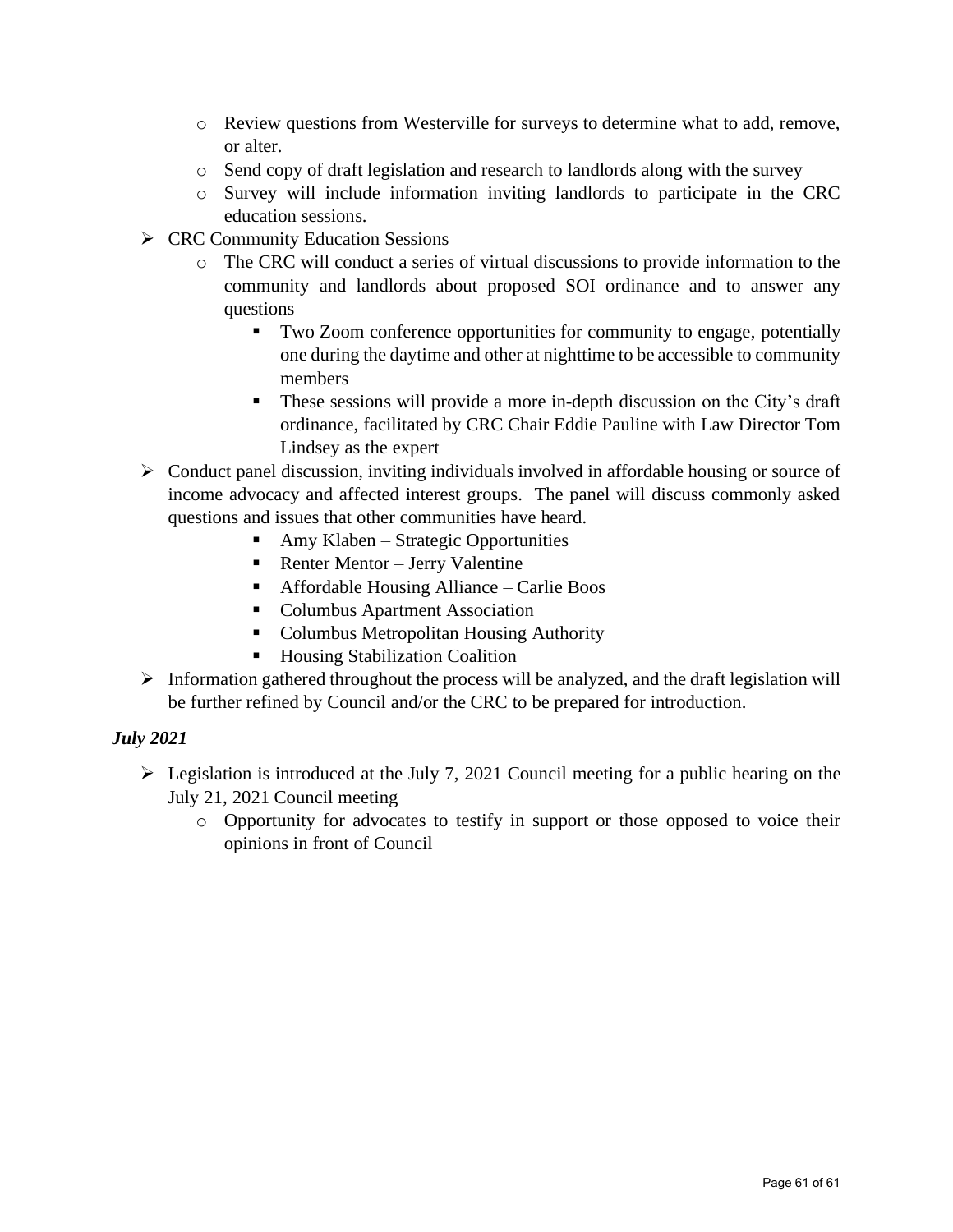- Review questions from Westerville for surveys to determine what to add, remove, or alter.
  - Send copy of draft legislation and research to landlords along with the survey
  - Survey will include information inviting landlords to participate in the CRC education sessions.
- CRC Community Education Sessions
  - The CRC will conduct a series of virtual discussions to provide information to the community and landlords about proposed SOI ordinance and to answer any questions
    - Two Zoom conference opportunities for community to engage, potentially one during the daytime and other at nighttime to be accessible to community members
    - These sessions will provide a more in-depth discussion on the City's draft ordinance, facilitated by CRC Chair Eddie Pauline with Law Director Tom Lindsey as the expert
- Conduct panel discussion, inviting individuals involved in affordable housing or source of income advocacy and affected interest groups. The panel will discuss commonly asked questions and issues that other communities have heard.
    - Amy Klaben – Strategic Opportunities
    - Renter Mentor – Jerry Valentine
    - Affordable Housing Alliance – Carlie Boos
    - Columbus Apartment Association
    - Columbus Metropolitan Housing Authority
    - Housing Stabilization Coalition
- Information gathered throughout the process will be analyzed, and the draft legislation will be further refined by Council and/or the CRC to be prepared for introduction.

***July 2021***

- Legislation is introduced at the July 7, 2021 Council meeting for a public hearing on the July 21, 2021 Council meeting
  - Opportunity for advocates to testify in support or those opposed to voice their opinions in front of Council